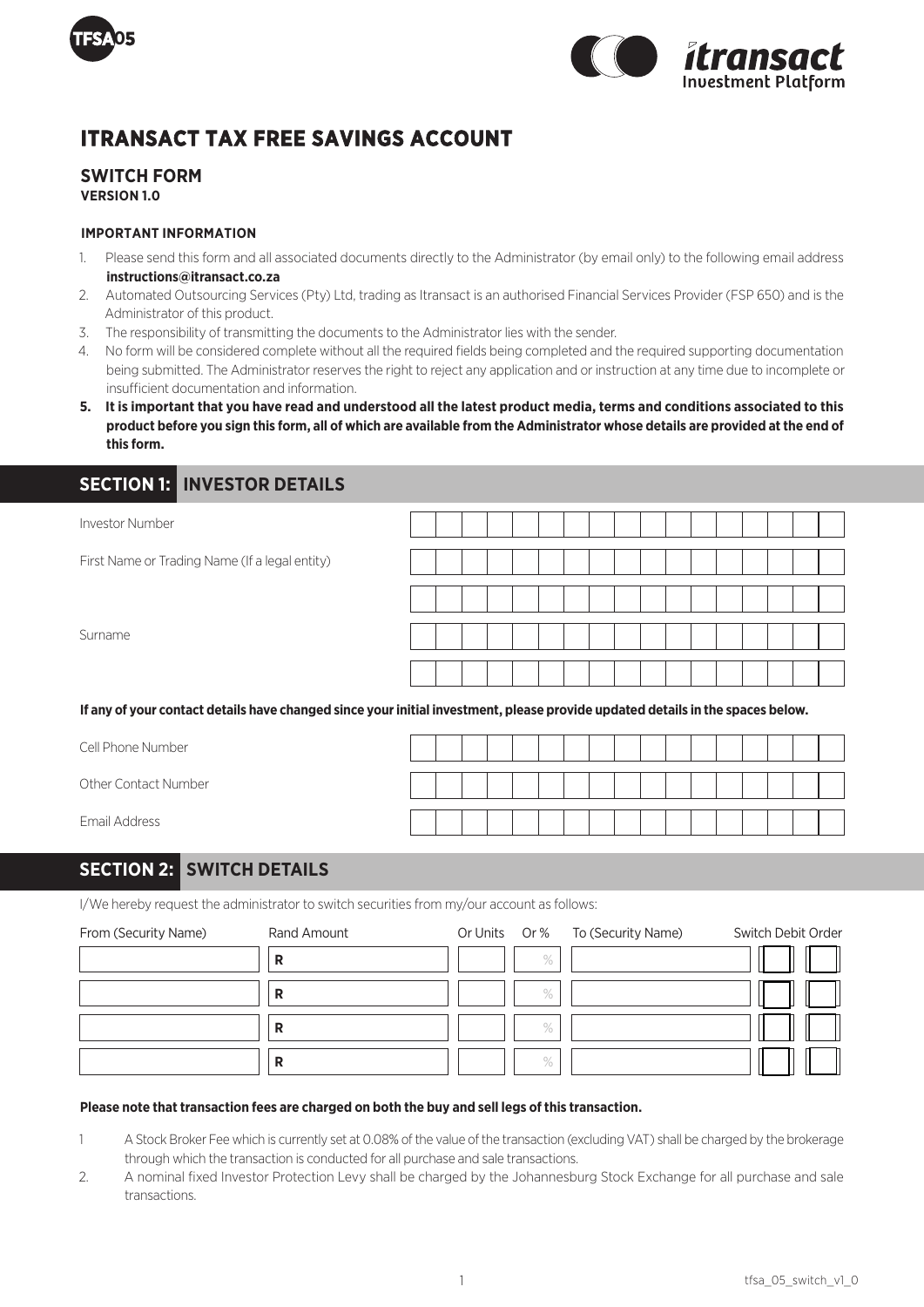# ITRANSACT TAX FREE SAVINGS ACCOUNT

## SWITCH FORM

**VERSION 1.0**

### IMPORTANT INFORMATION

1. Please send this form and all associated documents directly to the Administrator (by email only) to the following email address **instructions@itransact.co.za**
2. Automated Outsourcing Services (Pty) Ltd, trading as Itransact is an authorised Financial Services Provider (FSP 650) and is the Administrator of this product.
3. The responsibility of transmitting the documents to the Administrator lies with the sender.
4. No form will be considered complete without all the required fields being completed and the required supporting documentation being submitted. The Administrator reserves the right to reject any application and or instruction at any time due to incomplete or insufficient documentation and information.
5. **It is important that you have read and understood all the latest product media, terms and conditions associated to this product before you sign this form, all of which are available from the Administrator whose details are provided at the end of this form.**

## SECTION 1: INVESTOR DETAILS

| | |
|---|---|
| Investor Number | |
| First Name or Trading Name (If a legal entity) | |
| | |
| Surname | |
| | |

**If any of your contact details have changed since your initial investment, please provide updated details in the spaces below.**

| | |
|---|---|
| Cell Phone Number | |
| Other Contact Number | |
| Email Address | |

## SECTION 2: SWITCH DETAILS

I/We hereby request the administrator to switch securities from my/our account as follows:

| From (Security Name) | Rand Amount | Or Units | Or % | To (Security Name) | Switch Debit Order |
|---|---|---|---|---|---|
| | R | | % | | |
| | R | | % | | |
| | R | | % | | |
| | R | | % | | |

**Please note that transaction fees are charged on both the buy and sell legs of this transaction.**

1. A Stock Broker Fee which is currently set at 0.08% of the value of the transaction (excluding VAT) shall be charged by the brokerage through which the transaction is conducted for all purchase and sale transactions.
2. A nominal fixed Investor Protection Levy shall be charged by the Johannesburg Stock Exchange for all purchase and sale transactions.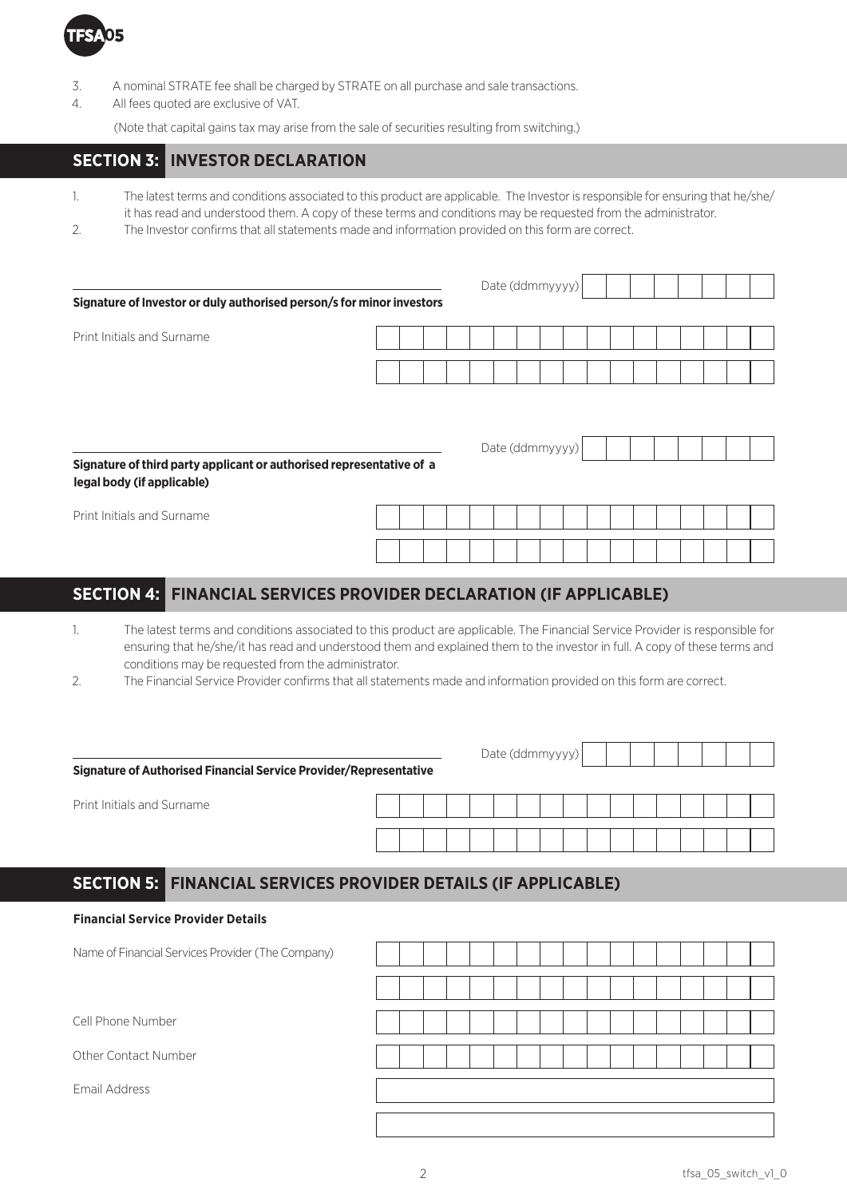3. A nominal STRATE fee shall be charged by STRATE on all purchase and sale transactions.
4. All fees quoted are exclusive of VAT.

(Note that capital gains tax may arise from the sale of securities resulting from switching.)

## SECTION 3: INVESTOR DECLARATION

1. The latest terms and conditions associated to this product are applicable. The Investor is responsible for ensuring that he/she/it has read and understood them. A copy of these terms and conditions may be requested from the administrator.
2. The Investor confirms that all statements made and information provided on this form are correct.

**Signature of Investor or duly authorised person/s for minor investors**

Date (ddmmyyyy)

Print Initials and Surname

**Signature of third party applicant or authorised representative of a legal body (if applicable)**

Date (ddmmyyyy)

Print Initials and Surname

## SECTION 4: FINANCIAL SERVICES PROVIDER DECLARATION (IF APPLICABLE)

1. The latest terms and conditions associated to this product are applicable. The Financial Service Provider is responsible for ensuring that he/she/it has read and understood them and explained them to the investor in full. A copy of these terms and conditions may be requested from the administrator.
2. The Financial Service Provider confirms that all statements made and information provided on this form are correct.

**Signature of Authorised Financial Service Provider/Representative**

Date (ddmmyyyy)

Print Initials and Surname

## SECTION 5: FINANCIAL SERVICES PROVIDER DETAILS (IF APPLICABLE)

**Financial Service Provider Details**

Name of Financial Services Provider (The Company)

Cell Phone Number

Other Contact Number

Email Address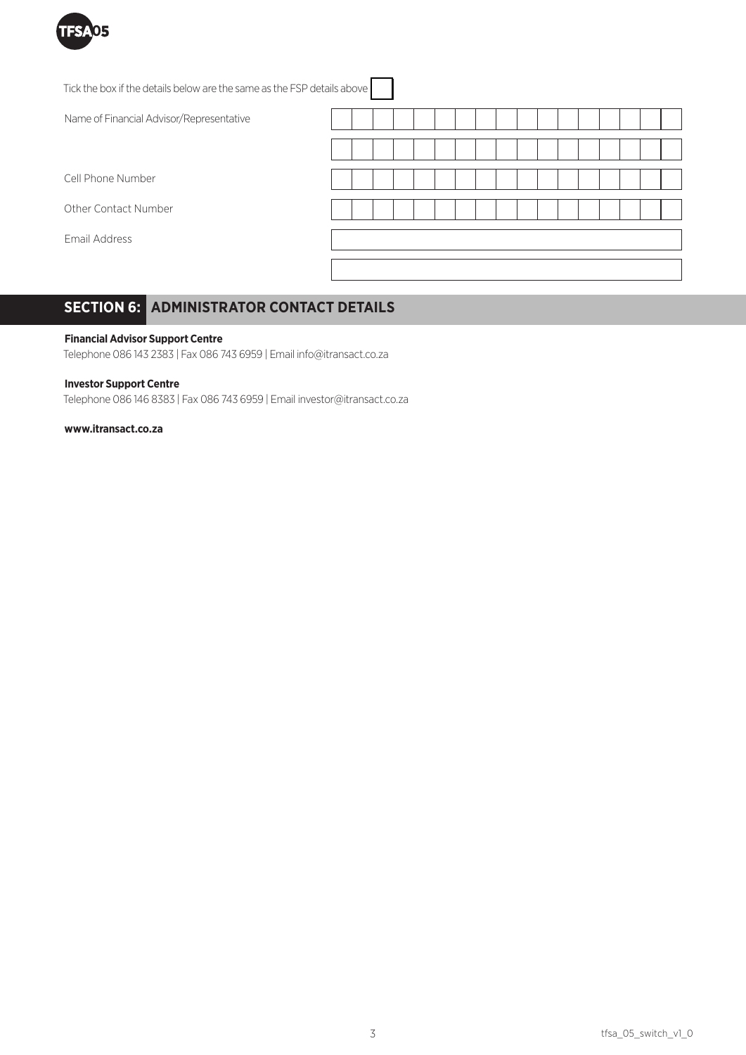Tick the box if the details below are the same as the FSP details above ☐

| | |
|---|---|
| Name of Financial Advisor/Representative | |
| | |
| Cell Phone Number | |
| Other Contact Number | |
| Email Address | |
| | |

## SECTION 6: ADMINISTRATOR CONTACT DETAILS

**Financial Advisor Support Centre**
Telephone 086 143 2383 | Fax 086 743 6959 | Email info@itransact.co.za

**Investor Support Centre**
Telephone 086 146 8383 | Fax 086 743 6959 | Email investor@itransact.co.za

**www.itransact.co.za**